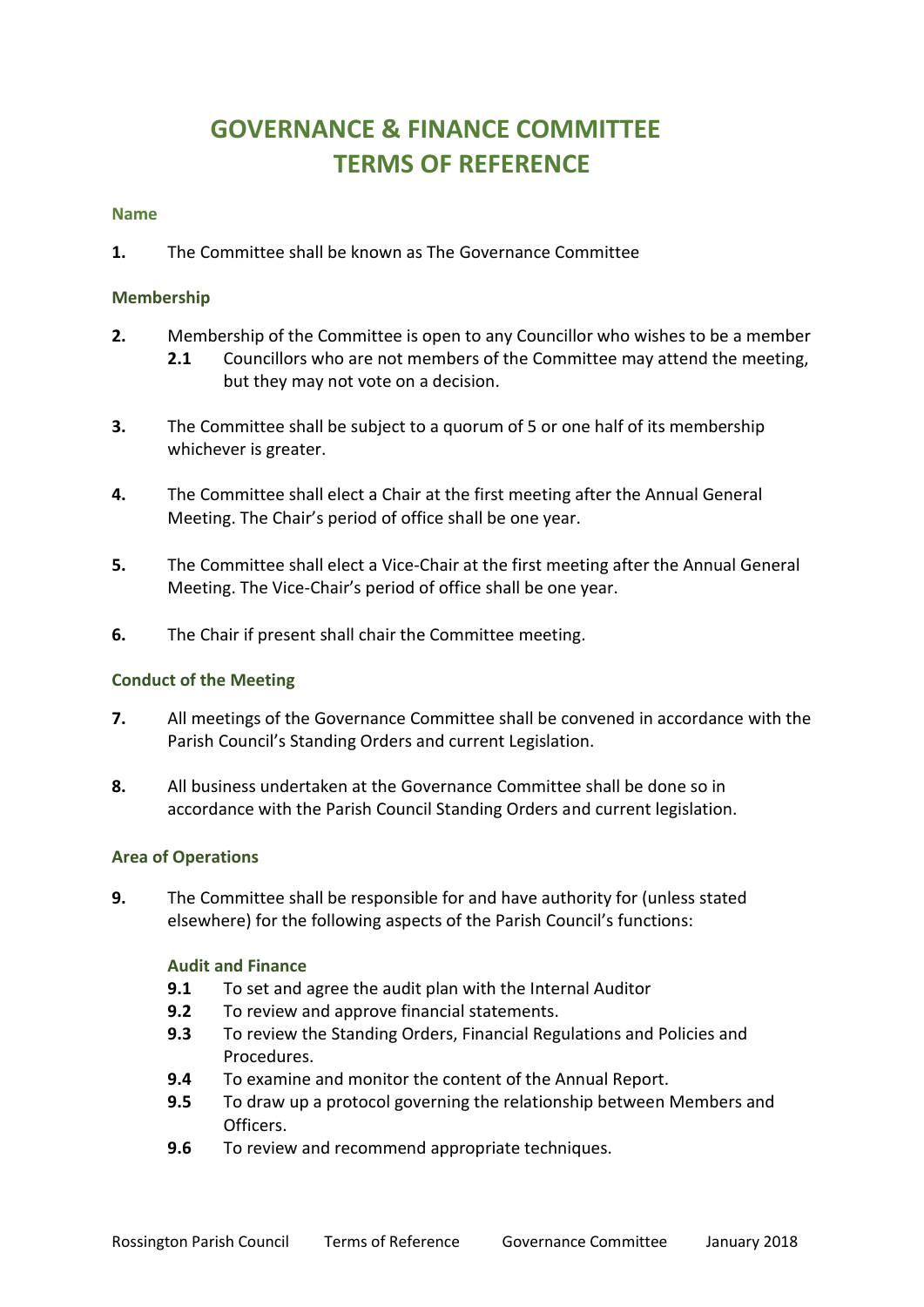# GOVERNANCE & FINANCE COMMITTEE
# TERMS OF REFERENCE

### Name

**1.** The Committee shall be known as The Governance Committee

### Membership

**2.** Membership of the Committee is open to any Councillor who wishes to be a member

- **2.1** Councillors who are not members of the Committee may attend the meeting, but they may not vote on a decision.

**3.** The Committee shall be subject to a quorum of 5 or one half of its membership whichever is greater.

**4.** The Committee shall elect a Chair at the first meeting after the Annual General Meeting. The Chair's period of office shall be one year.

**5.** The Committee shall elect a Vice-Chair at the first meeting after the Annual General Meeting. The Vice-Chair's period of office shall be one year.

**6.** The Chair if present shall chair the Committee meeting.

### Conduct of the Meeting

**7.** All meetings of the Governance Committee shall be convened in accordance with the Parish Council's Standing Orders and current Legislation.

**8.** All business undertaken at the Governance Committee shall be done so in accordance with the Parish Council Standing Orders and current legislation.

### Area of Operations

**9.** The Committee shall be responsible for and have authority for (unless stated elsewhere) for the following aspects of the Parish Council's functions:

#### Audit and Finance

- **9.1** To set and agree the audit plan with the Internal Auditor
- **9.2** To review and approve financial statements.
- **9.3** To review the Standing Orders, Financial Regulations and Policies and Procedures.
- **9.4** To examine and monitor the content of the Annual Report.
- **9.5** To draw up a protocol governing the relationship between Members and Officers.
- **9.6** To review and recommend appropriate techniques.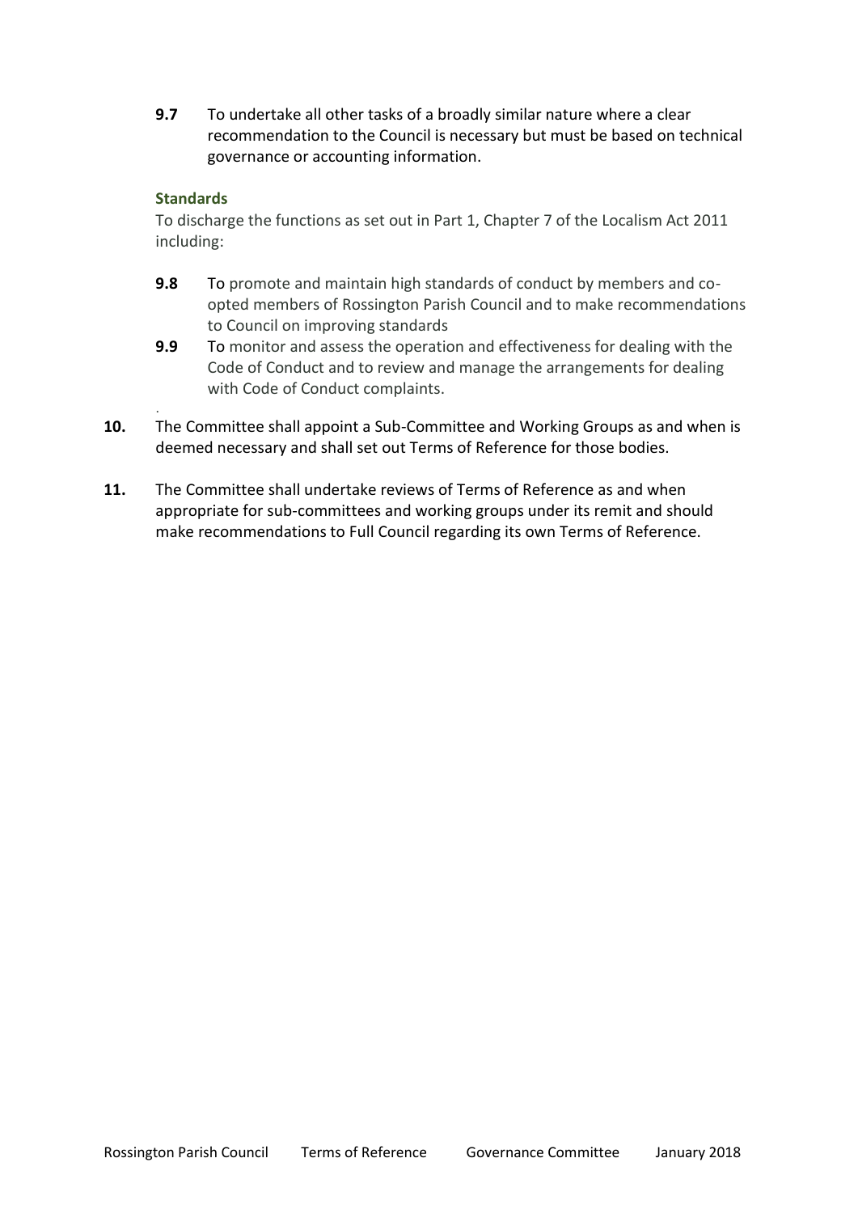**9.7** To undertake all other tasks of a broadly similar nature where a clear recommendation to the Council is necessary but must be based on technical governance or accounting information.

### Standards

To discharge the functions as set out in Part 1, Chapter 7 of the Localism Act 2011 including:

**9.8** To promote and maintain high standards of conduct by members and co-opted members of Rossington Parish Council and to make recommendations to Council on improving standards

**9.9** To monitor and assess the operation and effectiveness for dealing with the Code of Conduct and to review and manage the arrangements for dealing with Code of Conduct complaints.

**10.** The Committee shall appoint a Sub-Committee and Working Groups as and when is deemed necessary and shall set out Terms of Reference for those bodies.

**11.** The Committee shall undertake reviews of Terms of Reference as and when appropriate for sub-committees and working groups under its remit and should make recommendations to Full Council regarding its own Terms of Reference.